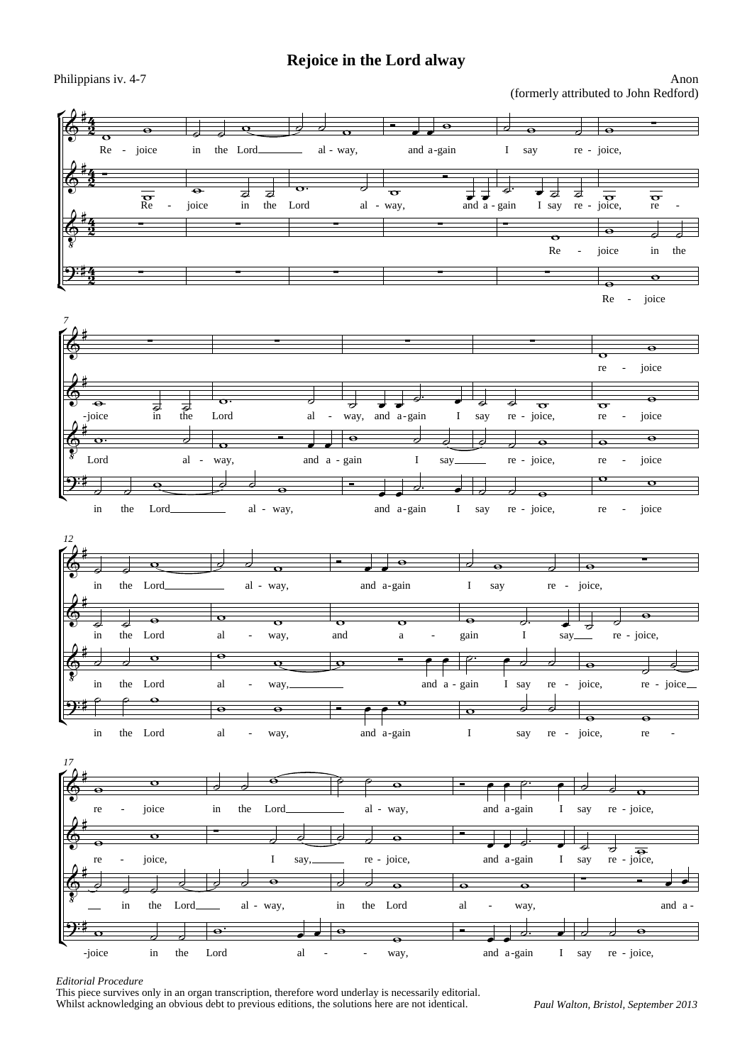# Rejoice in the Lord alway

Philippians iv. 4-7

Anon
(formerly attributed to John Redford)

*Editorial Procedure*
This piece survives only in an organ transcription, therefore word underlay is necessarily editorial.
Whilst acknowledging an obvious debt to previous editions, the solutions here are not identical.

*Paul Walton, Bristol, September 2013*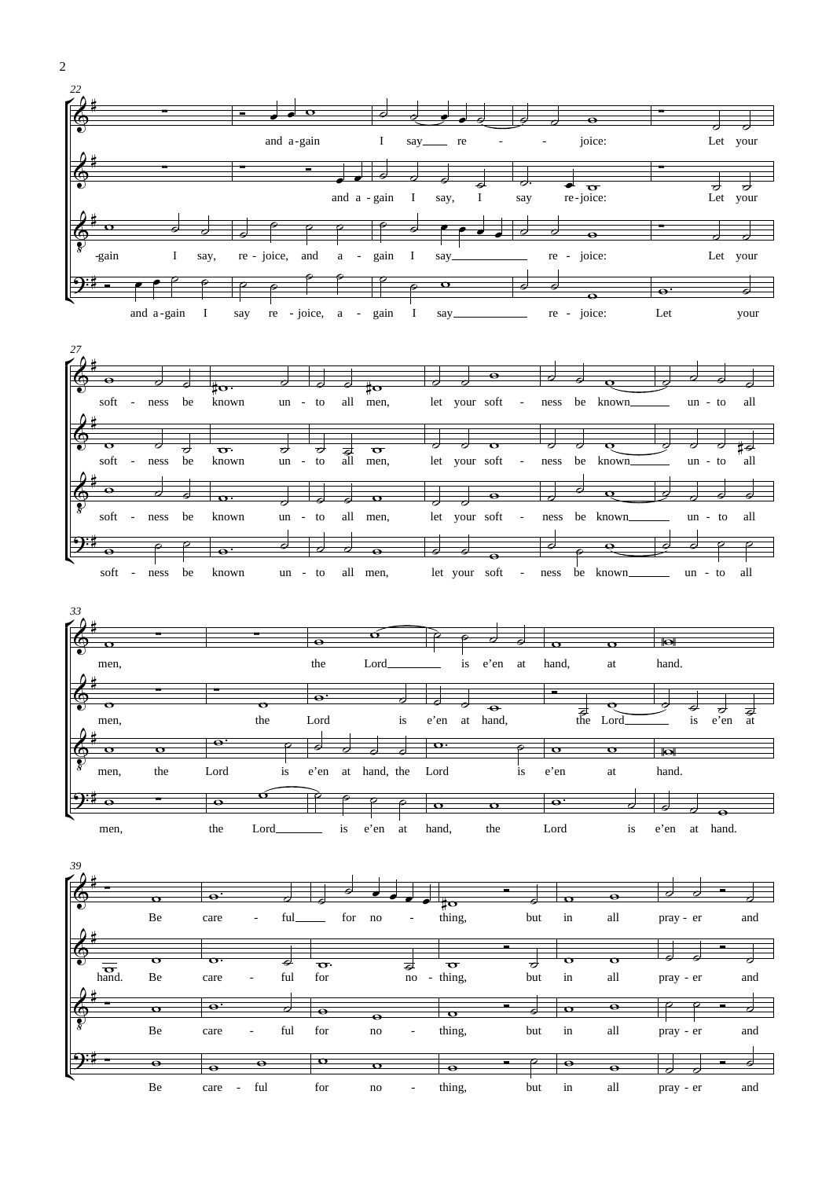22

and a-gain I say re - - joice: Let your

and a - gain I say, I say re-joice: Let your

-gain I say, re - joice, and a - gain I say re - joice: Let your

and a-gain I say re - joice, a - gain I say re - joice: Let your

27

soft - ness be known un - to all men, let your soft - ness be known un - to all

soft - ness be known un - to all men, let your soft - ness be known un - to all

soft - ness be known un - to all men, let your soft - ness be known un - to all

soft - ness be known un - to all men, let your soft - ness be known un - to all

33

men, the Lord is e'en at hand, at hand.

men, the Lord is e'en at hand, the Lord is e'en at

men, the Lord is e'en at hand, the Lord is e'en at hand.

men, the Lord is e'en at hand, the Lord is e'en at hand.

39

Be care - ful for no - thing, but in all pray - er and

hand. Be care - ful for no - thing, but in all pray - er and

Be care - ful for no - thing, but in all pray - er and

Be care - ful for no - thing, but in all pray - er and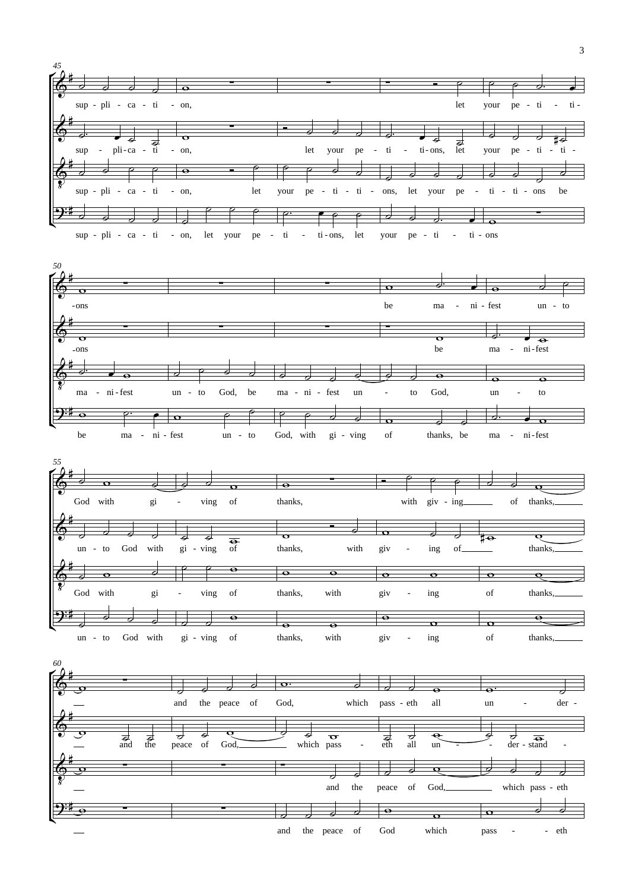45

sup - pli - ca - ti - on, let your pe - ti - ti -

sup - pli-ca - ti - on, let your pe - ti - ti-ons, let your pe - ti - ti -

sup - pli - ca - ti - on, let your pe - ti - ti - ons, let your pe - ti - ti - ons be

sup - pli - ca - ti - on, let your pe - ti - ti-ons, let your pe - ti - ti - ons

50

-ons be ma - ni - fest un - to

-ons be ma - ni-fest

ma - ni - fest un - to God, be ma - ni - fest un - to God, un - to

be ma - ni - fest un - to God, with gi - ving of thanks, be ma - ni-fest

55

God with gi - ving of thanks, with giv - ing of thanks,

un - to God with gi - ving of thanks, with giv - ing of thanks,

God with gi - ving of thanks, with giv - ing of thanks,

un - to God with gi - ving of thanks, with giv - ing of thanks,

60

and the peace of God, which pass - eth all un - der -

and the peace of God, which pass - eth all un - der - stand -

and the peace of God, which pass - eth

and the peace of God which pass - eth